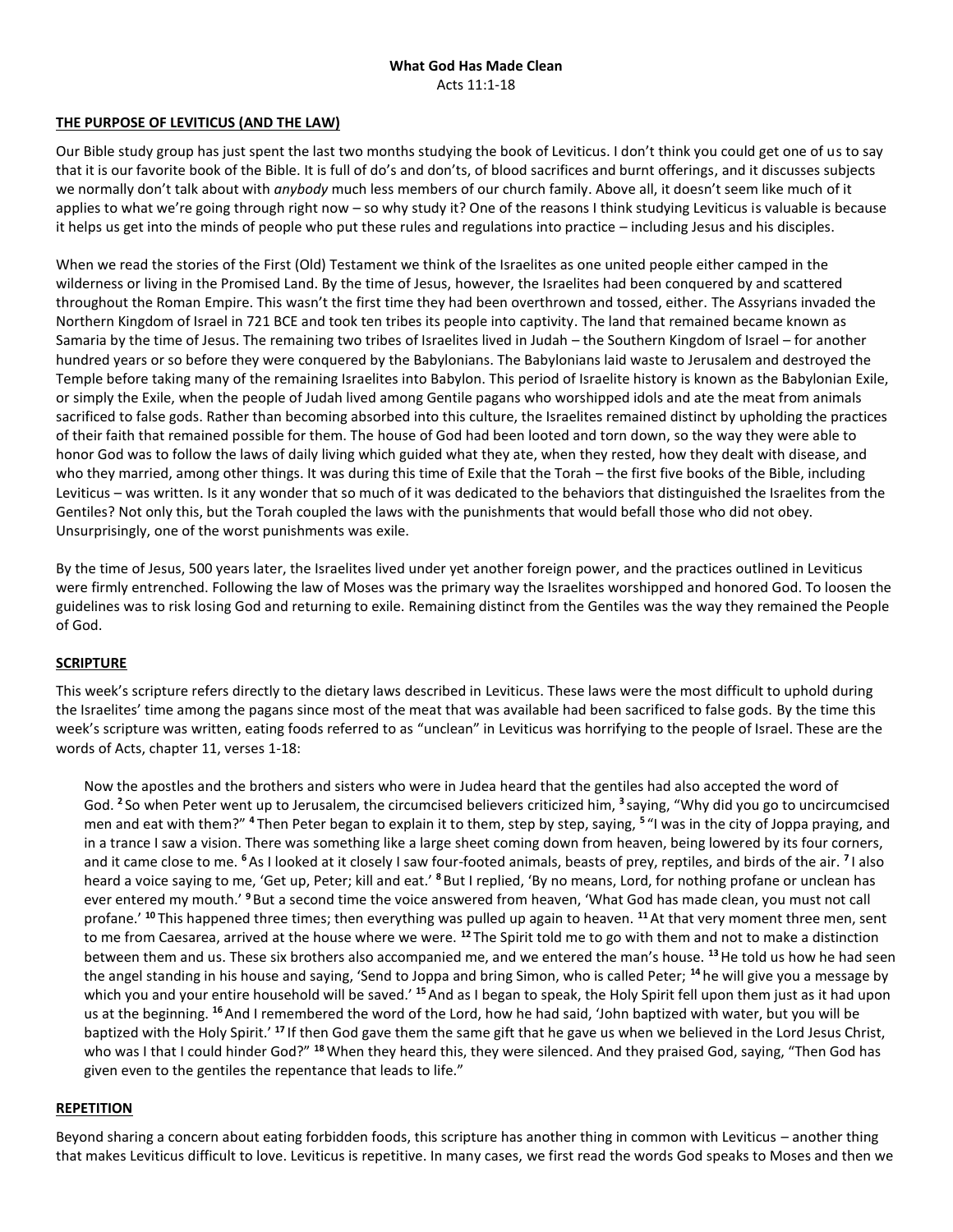**What God Has Made Clean**
Acts 11:1-18

## THE PURPOSE OF LEVITICUS (AND THE LAW)

Our Bible study group has just spent the last two months studying the book of Leviticus. I don't think you could get one of us to say that it is our favorite book of the Bible. It is full of do's and don'ts, of blood sacrifices and burnt offerings, and it discusses subjects we normally don't talk about with *anybody* much less members of our church family. Above all, it doesn't seem like much of it applies to what we're going through right now – so why study it? One of the reasons I think studying Leviticus is valuable is because it helps us get into the minds of people who put these rules and regulations into practice – including Jesus and his disciples.

When we read the stories of the First (Old) Testament we think of the Israelites as one united people either camped in the wilderness or living in the Promised Land. By the time of Jesus, however, the Israelites had been conquered by and scattered throughout the Roman Empire. This wasn't the first time they had been overthrown and tossed, either. The Assyrians invaded the Northern Kingdom of Israel in 721 BCE and took ten tribes its people into captivity. The land that remained became known as Samaria by the time of Jesus. The remaining two tribes of Israelites lived in Judah – the Southern Kingdom of Israel – for another hundred years or so before they were conquered by the Babylonians. The Babylonians laid waste to Jerusalem and destroyed the Temple before taking many of the remaining Israelites into Babylon. This period of Israelite history is known as the Babylonian Exile, or simply the Exile, when the people of Judah lived among Gentile pagans who worshipped idols and ate the meat from animals sacrificed to false gods. Rather than becoming absorbed into this culture, the Israelites remained distinct by upholding the practices of their faith that remained possible for them. The house of God had been looted and torn down, so the way they were able to honor God was to follow the laws of daily living which guided what they ate, when they rested, how they dealt with disease, and who they married, among other things. It was during this time of Exile that the Torah – the first five books of the Bible, including Leviticus – was written. Is it any wonder that so much of it was dedicated to the behaviors that distinguished the Israelites from the Gentiles? Not only this, but the Torah coupled the laws with the punishments that would befall those who did not obey. Unsurprisingly, one of the worst punishments was exile.

By the time of Jesus, 500 years later, the Israelites lived under yet another foreign power, and the practices outlined in Leviticus were firmly entrenched. Following the law of Moses was the primary way the Israelites worshipped and honored God. To loosen the guidelines was to risk losing God and returning to exile. Remaining distinct from the Gentiles was the way they remained the People of God.

## SCRIPTURE

This week's scripture refers directly to the dietary laws described in Leviticus. These laws were the most difficult to uphold during the Israelites' time among the pagans since most of the meat that was available had been sacrificed to false gods. By the time this week's scripture was written, eating foods referred to as "unclean" in Leviticus was horrifying to the people of Israel. These are the words of Acts, chapter 11, verses 1-18:

> Now the apostles and the brothers and sisters who were in Judea heard that the gentiles had also accepted the word of God. **2** So when Peter went up to Jerusalem, the circumcised believers criticized him, **3** saying, "Why did you go to uncircumcised men and eat with them?" **4** Then Peter began to explain it to them, step by step, saying, **5** "I was in the city of Joppa praying, and in a trance I saw a vision. There was something like a large sheet coming down from heaven, being lowered by its four corners, and it came close to me. **6** As I looked at it closely I saw four-footed animals, beasts of prey, reptiles, and birds of the air. **7** I also heard a voice saying to me, 'Get up, Peter; kill and eat.' **8** But I replied, 'By no means, Lord, for nothing profane or unclean has ever entered my mouth.' **9** But a second time the voice answered from heaven, 'What God has made clean, you must not call profane.' **10** This happened three times; then everything was pulled up again to heaven. **11** At that very moment three men, sent to me from Caesarea, arrived at the house where we were. **12** The Spirit told me to go with them and not to make a distinction between them and us. These six brothers also accompanied me, and we entered the man's house. **13** He told us how he had seen the angel standing in his house and saying, 'Send to Joppa and bring Simon, who is called Peter; **14** he will give you a message by which you and your entire household will be saved.' **15** And as I began to speak, the Holy Spirit fell upon them just as it had upon us at the beginning. **16** And I remembered the word of the Lord, how he had said, 'John baptized with water, but you will be baptized with the Holy Spirit.' **17** If then God gave them the same gift that he gave us when we believed in the Lord Jesus Christ, who was I that I could hinder God?" **18** When they heard this, they were silenced. And they praised God, saying, "Then God has given even to the gentiles the repentance that leads to life."

## REPETITION

Beyond sharing a concern about eating forbidden foods, this scripture has another thing in common with Leviticus – another thing that makes Leviticus difficult to love. Leviticus is repetitive. In many cases, we first read the words God speaks to Moses and then we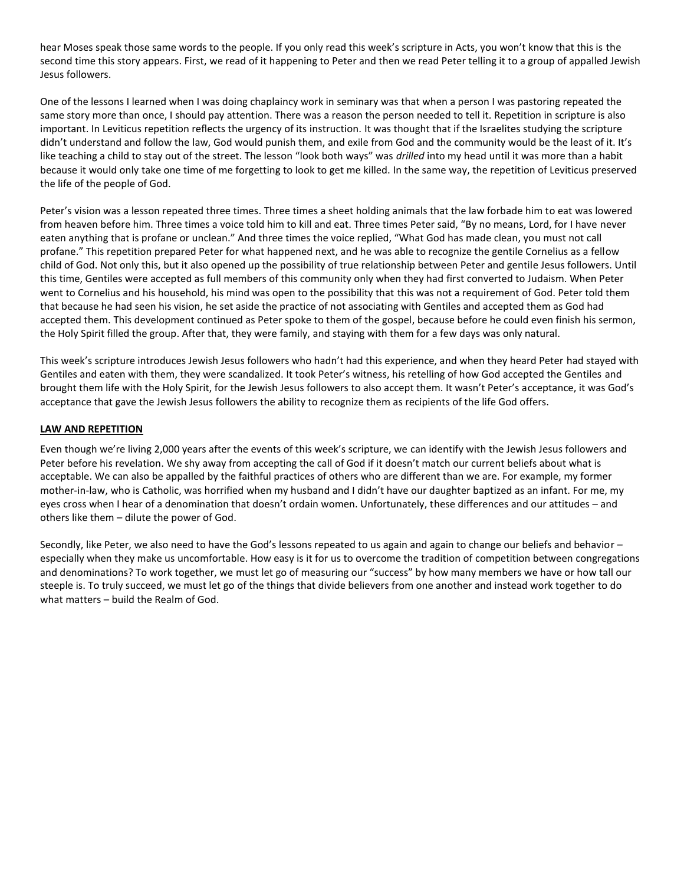hear Moses speak those same words to the people. If you only read this week's scripture in Acts, you won't know that this is the second time this story appears. First, we read of it happening to Peter and then we read Peter telling it to a group of appalled Jewish Jesus followers.

One of the lessons I learned when I was doing chaplaincy work in seminary was that when a person I was pastoring repeated the same story more than once, I should pay attention. There was a reason the person needed to tell it. Repetition in scripture is also important. In Leviticus repetition reflects the urgency of its instruction. It was thought that if the Israelites studying the scripture didn't understand and follow the law, God would punish them, and exile from God and the community would be the least of it. It's like teaching a child to stay out of the street. The lesson "look both ways" was *drilled* into my head until it was more than a habit because it would only take one time of me forgetting to look to get me killed. In the same way, the repetition of Leviticus preserved the life of the people of God.

Peter's vision was a lesson repeated three times. Three times a sheet holding animals that the law forbade him to eat was lowered from heaven before him. Three times a voice told him to kill and eat. Three times Peter said, "By no means, Lord, for I have never eaten anything that is profane or unclean." And three times the voice replied, "What God has made clean, you must not call profane." This repetition prepared Peter for what happened next, and he was able to recognize the gentile Cornelius as a fellow child of God. Not only this, but it also opened up the possibility of true relationship between Peter and gentile Jesus followers. Until this time, Gentiles were accepted as full members of this community only when they had first converted to Judaism. When Peter went to Cornelius and his household, his mind was open to the possibility that this was not a requirement of God. Peter told them that because he had seen his vision, he set aside the practice of not associating with Gentiles and accepted them as God had accepted them. This development continued as Peter spoke to them of the gospel, because before he could even finish his sermon, the Holy Spirit filled the group. After that, they were family, and staying with them for a few days was only natural.

This week's scripture introduces Jewish Jesus followers who hadn't had this experience, and when they heard Peter had stayed with Gentiles and eaten with them, they were scandalized. It took Peter's witness, his retelling of how God accepted the Gentiles and brought them life with the Holy Spirit, for the Jewish Jesus followers to also accept them. It wasn't Peter's acceptance, it was God's acceptance that gave the Jewish Jesus followers the ability to recognize them as recipients of the life God offers.

## LAW AND REPETITION

Even though we're living 2,000 years after the events of this week's scripture, we can identify with the Jewish Jesus followers and Peter before his revelation. We shy away from accepting the call of God if it doesn't match our current beliefs about what is acceptable. We can also be appalled by the faithful practices of others who are different than we are. For example, my former mother-in-law, who is Catholic, was horrified when my husband and I didn't have our daughter baptized as an infant. For me, my eyes cross when I hear of a denomination that doesn't ordain women. Unfortunately, these differences and our attitudes – and others like them – dilute the power of God.

Secondly, like Peter, we also need to have the God's lessons repeated to us again and again to change our beliefs and behavior – especially when they make us uncomfortable. How easy is it for us to overcome the tradition of competition between congregations and denominations? To work together, we must let go of measuring our "success" by how many members we have or how tall our steeple is. To truly succeed, we must let go of the things that divide believers from one another and instead work together to do what matters – build the Realm of God.